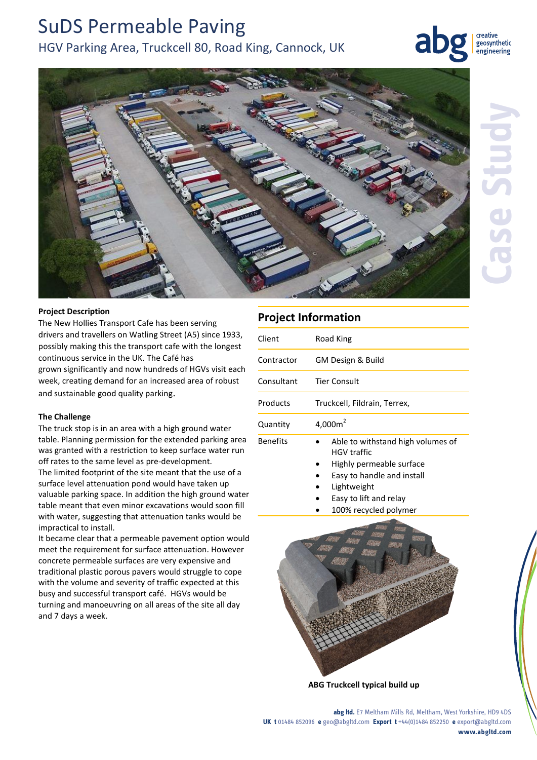# SuDS Permeable Paving

## HGV Parking Area, Truckcell 80, Road King, Cannock, UK

### Project Description

The New Hollies Transport Cafe has been serving drivers and travellers on Watling Street (A5) since 1933, possibly making this the transport cafe with the longest continuous service in the UK. The Café has grown significantly and now hundreds of HGVs visit each week, creating demand for an increased area of robust and sustainable good quality parking.

### The Challenge

The truck stop is in an area with a high ground water table. Planning permission for the extended parking area was granted with a restriction to keep surface water run off rates to the same level as pre-development.

The limited footprint of the site meant that the use of a surface level attenuation pond would have taken up valuable parking space. In addition the high ground water table meant that even minor excavations would soon fill with water, suggesting that attenuation tanks would be impractical to install.

It became clear that a permeable pavement option would meet the requirement for surface attenuation. However concrete permeable surfaces are very expensive and traditional plastic porous pavers would struggle to cope with the volume and severity of traffic expected at this busy and successful transport café. HGVs would be turning and manoeuvring on all areas of the site all day and 7 days a week.

## Project Information

| | |
|---|---|
| Client | Road King |
| Contractor | GM Design & Build |
| Consultant | Tier Consult |
| Products | Truckcell, Fildrain, Terrex, |
| Quantity | 4,000m$^2$ |
| Benefits | • Able to withstand high volumes of HGV traffic<br>• Highly permeable surface<br>• Easy to handle and install<br>• Lightweight<br>• Easy to lift and relay<br>• 100% recycled polymer |

**ABG Truckcell typical build up**

**abg ltd.** E7 Meltham Mills Rd, Meltham, West Yorkshire, HD9 4DS
**UK t** 01484 852096 **e** geo@abgltd.com **Export t** +44(0)1484 852250 **e** export@abgltd.com
**www.abgltd.com**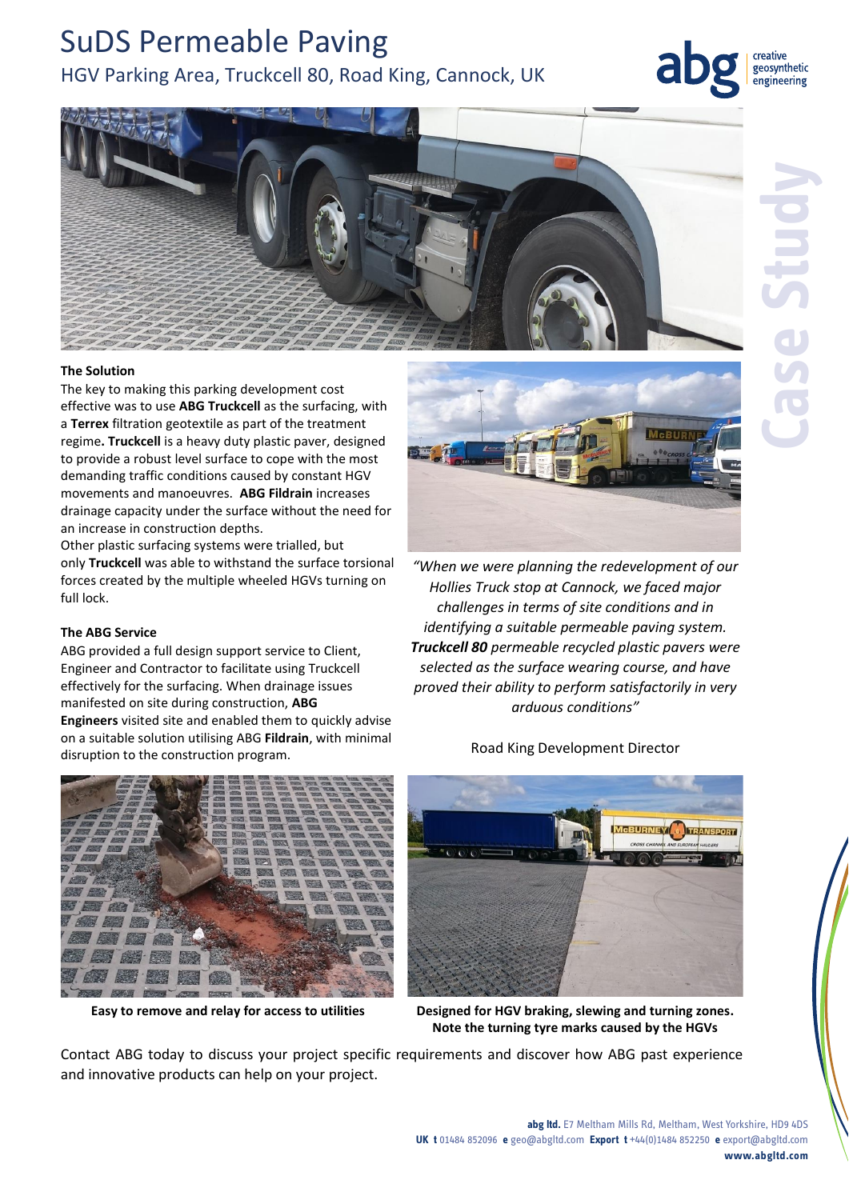# SuDS Permeable Paving

## HGV Parking Area, Truckcell 80, Road King, Cannock, UK

abg creative geosynthetic engineering

Case Study

### The Solution

The key to making this parking development cost effective was to use **ABG Truckcell** as the surfacing, with a **Terrex** filtration geotextile as part of the treatment regime**. Truckcell** is a heavy duty plastic paver, designed to provide a robust level surface to cope with the most demanding traffic conditions caused by constant HGV movements and manoeuvres. **ABG Fildrain** increases drainage capacity under the surface without the need for an increase in construction depths.

Other plastic surfacing systems were trialled, but only **Truckcell** was able to withstand the surface torsional forces created by the multiple wheeled HGVs turning on full lock.

### The ABG Service

ABG provided a full design support service to Client, Engineer and Contractor to facilitate using Truckcell effectively for the surfacing. When drainage issues manifested on site during construction, **ABG Engineers** visited site and enabled them to quickly advise on a suitable solution utilising ABG **Fildrain**, with minimal disruption to the construction program.

*"When we were planning the redevelopment of our Hollies Truck stop at Cannock, we faced major challenges in terms of site conditions and in identifying a suitable permeable paving system. **Truckcell 80** permeable recycled plastic pavers were selected as the surface wearing course, and have proved their ability to perform satisfactorily in very arduous conditions"*

Road King Development Director

**Easy to remove and relay for access to utilities**

**Designed for HGV braking, slewing and turning zones. Note the turning tyre marks caused by the HGVs**

Contact ABG today to discuss your project specific requirements and discover how ABG past experience and innovative products can help on your project.

**abg ltd.** E7 Meltham Mills Rd, Meltham, West Yorkshire, HD9 4DS
**UK t** 01484 852096 **e** geo@abgltd.com **Export t** +44(0)1484 852250 **e** export@abgltd.com
**www.abgltd.com**